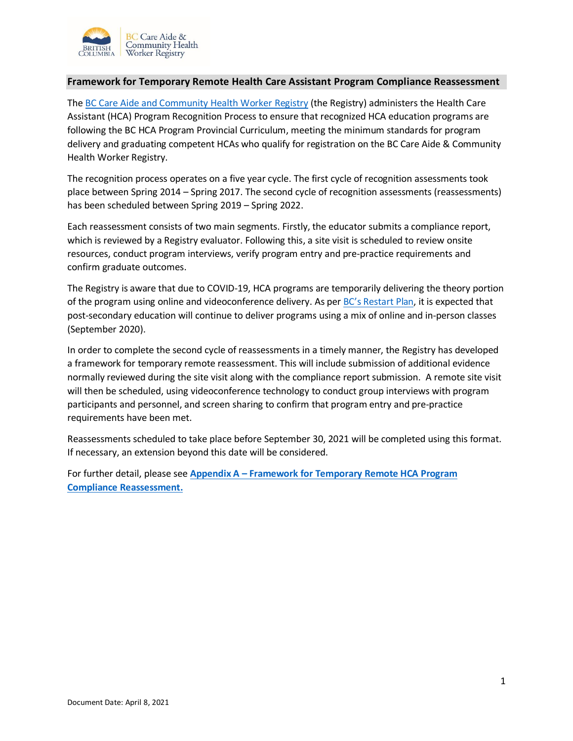## Framework for Temporary Remote Health Care Assistant Program Compliance Reassessment

The BC Care Aide and Community Health Worker Registry (the Registry) administers the Health Care Assistant (HCA) Program Recognition Process to ensure that recognized HCA education programs are following the BC HCA Program Provincial Curriculum, meeting the minimum standards for program delivery and graduating competent HCAs who qualify for registration on the BC Care Aide & Community Health Worker Registry.

The recognition process operates on a five year cycle. The first cycle of recognition assessments took place between Spring 2014 – Spring 2017. The second cycle of recognition assessments (reassessments) has been scheduled between Spring 2019 – Spring 2022.

Each reassessment consists of two main segments. Firstly, the educator submits a compliance report, which is reviewed by a Registry evaluator. Following this, a site visit is scheduled to review onsite resources, conduct program interviews, verify program entry and pre-practice requirements and confirm graduate outcomes.

The Registry is aware that due to COVID-19, HCA programs are temporarily delivering the theory portion of the program using online and videoconference delivery. As per BC's Restart Plan, it is expected that post-secondary education will continue to deliver programs using a mix of online and in-person classes (September 2020).

In order to complete the second cycle of reassessments in a timely manner, the Registry has developed a framework for temporary remote reassessment. This will include submission of additional evidence normally reviewed during the site visit along with the compliance report submission. A remote site visit will then be scheduled, using videoconference technology to conduct group interviews with program participants and personnel, and screen sharing to confirm that program entry and pre-practice requirements have been met.

Reassessments scheduled to take place before September 30, 2021 will be completed using this format. If necessary, an extension beyond this date will be considered.

For further detail, please see **Appendix A – Framework for Temporary Remote HCA Program Compliance Reassessment.**

Document Date: April 8, 2021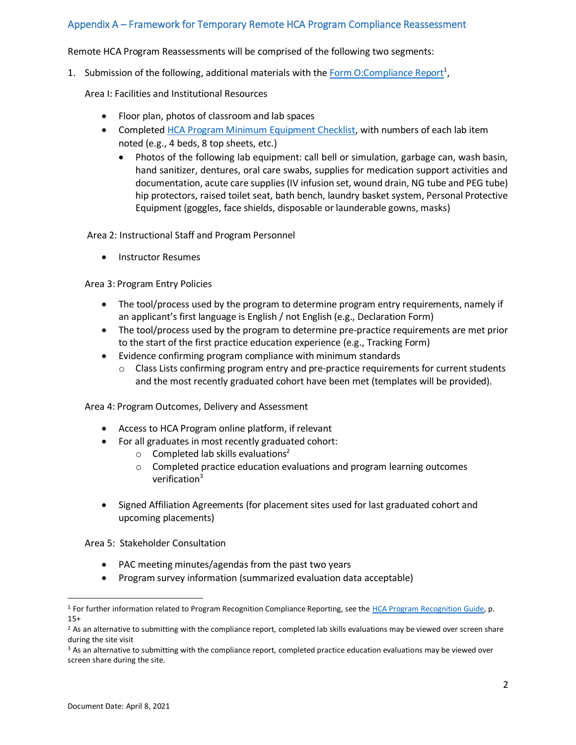## Appendix A – Framework for Temporary Remote HCA Program Compliance Reassessment

Remote HCA Program Reassessments will be comprised of the following two segments:

1. Submission of the following, additional materials with the Form O:Compliance Report[1],

   Area I: Facilities and Institutional Resources

   - Floor plan, photos of classroom and lab spaces
   - Completed HCA Program Minimum Equipment Checklist, with numbers of each lab item noted (e.g., 4 beds, 8 top sheets, etc.)
     - Photos of the following lab equipment: call bell or simulation, garbage can, wash basin, hand sanitizer, dentures, oral care swabs, supplies for medication support activities and documentation, acute care supplies (IV infusion set, wound drain, NG tube and PEG tube) hip protectors, raised toilet seat, bath bench, laundry basket system, Personal Protective Equipment (goggles, face shields, disposable or launderable gowns, masks)

   Area 2: Instructional Staff and Program Personnel

   - Instructor Resumes

   Area 3: Program Entry Policies

   - The tool/process used by the program to determine program entry requirements, namely if an applicant's first language is English / not English (e.g., Declaration Form)
   - The tool/process used by the program to determine pre-practice requirements are met prior to the start of the first practice education experience (e.g., Tracking Form)
   - Evidence confirming program compliance with minimum standards
     - Class Lists confirming program entry and pre-practice requirements for current students and the most recently graduated cohort have been met (templates will be provided).

   Area 4: Program Outcomes, Delivery and Assessment

   - Access to HCA Program online platform, if relevant
   - For all graduates in most recently graduated cohort:
     - Completed lab skills evaluations[2]
     - Completed practice education evaluations and program learning outcomes verification[3]
   - Signed Affiliation Agreements (for placement sites used for last graduated cohort and upcoming placements)

   Area 5: Stakeholder Consultation

   - PAC meeting minutes/agendas from the past two years
   - Program survey information (summarized evaluation data acceptable)

---

[1] For further information related to Program Recognition Compliance Reporting, see the HCA Program Recognition Guide, p. 15+

[2] As an alternative to submitting with the compliance report, completed lab skills evaluations may be viewed over screen share during the site visit

[3] As an alternative to submitting with the compliance report, completed practice education evaluations may be viewed over screen share during the site.

Document Date: April 8, 2021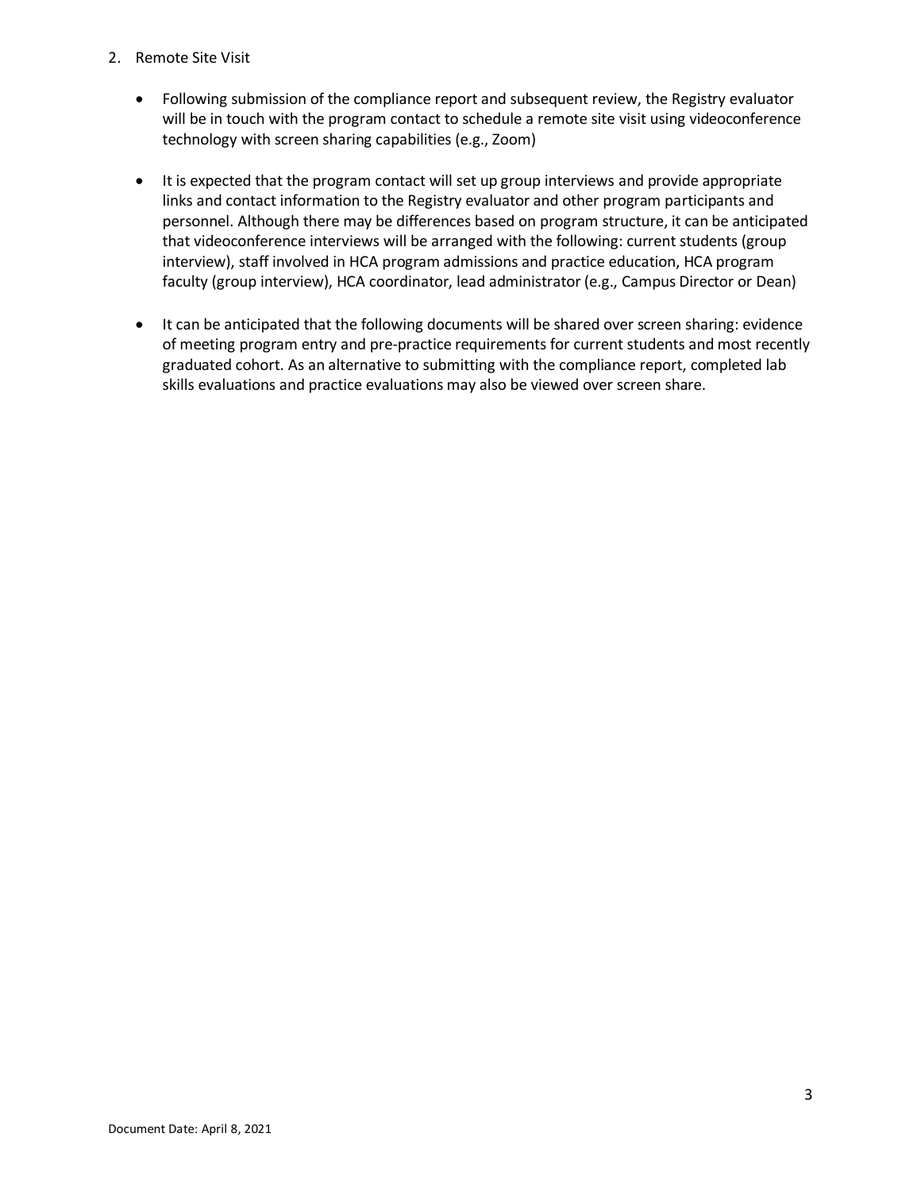2. Remote Site Visit

    - Following submission of the compliance report and subsequent review, the Registry evaluator will be in touch with the program contact to schedule a remote site visit using videoconference technology with screen sharing capabilities (e.g., Zoom)

    - It is expected that the program contact will set up group interviews and provide appropriate links and contact information to the Registry evaluator and other program participants and personnel. Although there may be differences based on program structure, it can be anticipated that videoconference interviews will be arranged with the following: current students (group interview), staff involved in HCA program admissions and practice education, HCA program faculty (group interview), HCA coordinator, lead administrator (e.g., Campus Director or Dean)

    - It can be anticipated that the following documents will be shared over screen sharing: evidence of meeting program entry and pre-practice requirements for current students and most recently graduated cohort. As an alternative to submitting with the compliance report, completed lab skills evaluations and practice evaluations may also be viewed over screen share.

Document Date: April 8, 2021